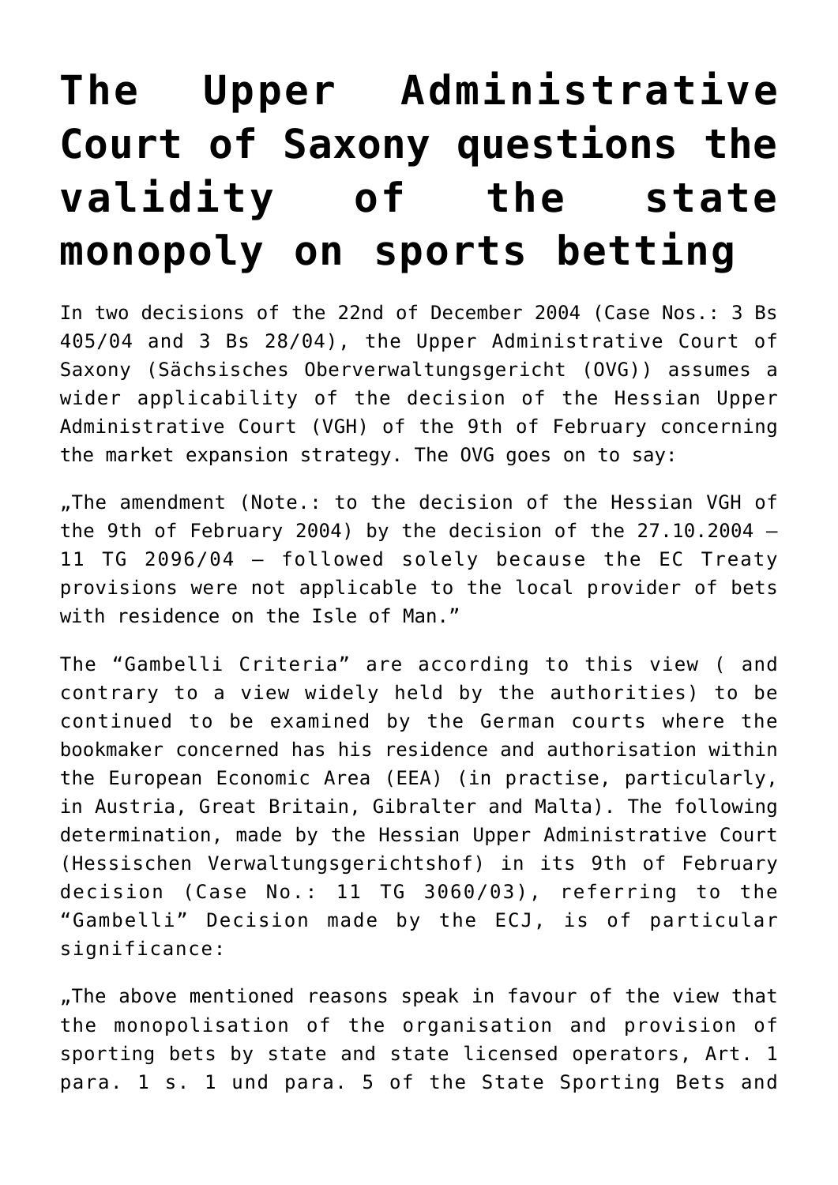# The Upper Administrative Court of Saxony questions the validity of the state monopoly on sports betting

In two decisions of the 22nd of December 2004 (Case Nos.: 3 Bs 405/04 and 3 Bs 28/04), the Upper Administrative Court of Saxony (Sächsisches Oberverwaltungsgericht (OVG)) assumes a wider applicability of the decision of the Hessian Upper Administrative Court (VGH) of the 9th of February concerning the market expansion strategy. The OVG goes on to say:

„The amendment (Note.: to the decision of the Hessian VGH of the 9th of February 2004) by the decision of the 27.10.2004 – 11 TG 2096/04 – followed solely because the EC Treaty provisions were not applicable to the local provider of bets with residence on the Isle of Man."

The "Gambelli Criteria" are according to this view ( and contrary to a view widely held by the authorities) to be continued to be examined by the German courts where the bookmaker concerned has his residence and authorisation within the European Economic Area (EEA) (in practise, particularly, in Austria, Great Britain, Gibralter and Malta). The following determination, made by the Hessian Upper Administrative Court (Hessischen Verwaltungsgerichtshof) in its 9th of February decision (Case No.: 11 TG 3060/03), referring to the "Gambelli" Decision made by the ECJ, is of particular significance:

„The above mentioned reasons speak in favour of the view that the monopolisation of the organisation and provision of sporting bets by state and state licensed operators, Art. 1 para. 1 s. 1 und para. 5 of the State Sporting Bets and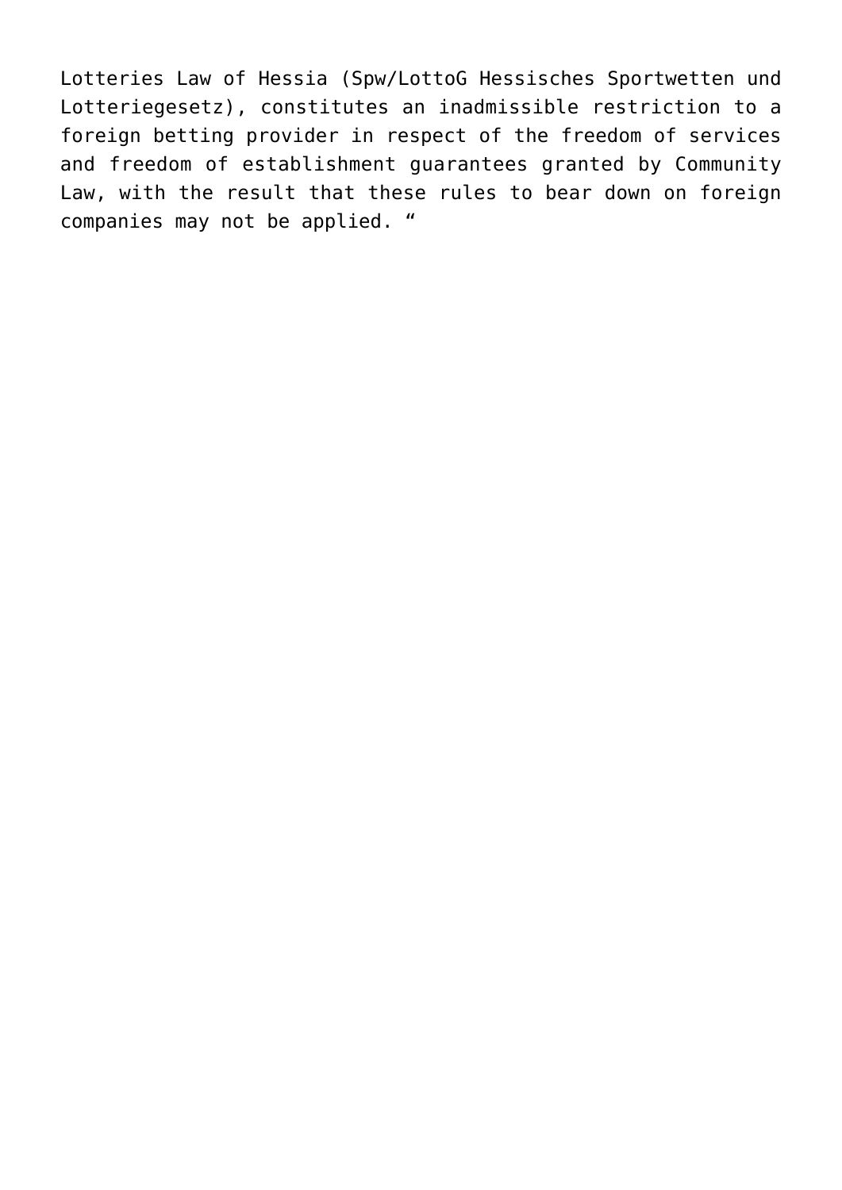Lotteries Law of Hessia (Spw/LottoG Hessisches Sportwetten und Lotteriegesetz), constitutes an inadmissible restriction to a foreign betting provider in respect of the freedom of services and freedom of establishment guarantees granted by Community Law, with the result that these rules to bear down on foreign companies may not be applied. “